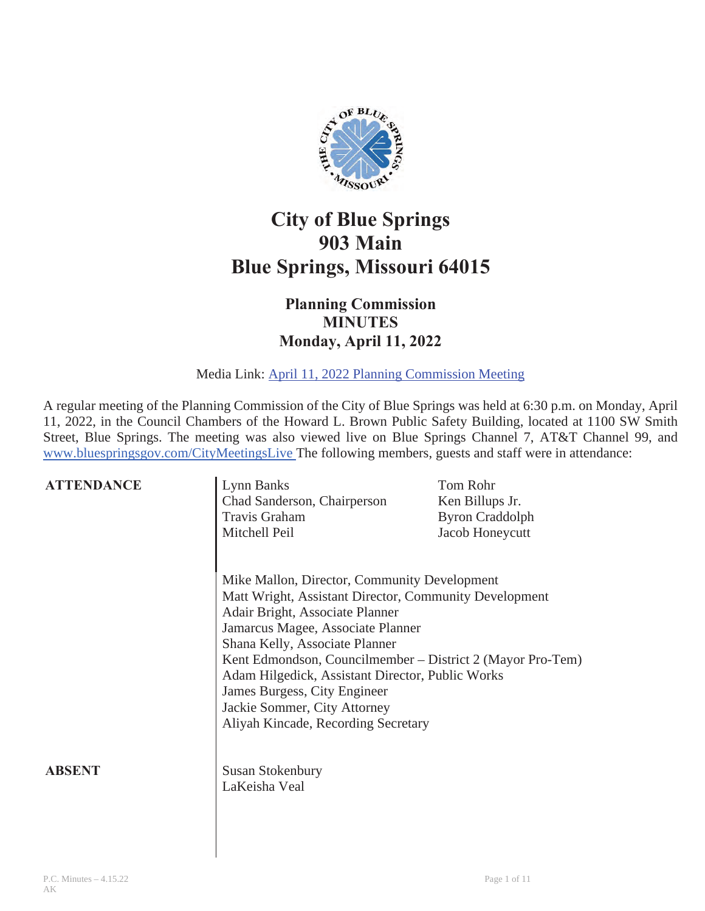# City of Blue Springs
# 903 Main
# Blue Springs, Missouri 64015

## Planning Commission
## MINUTES
## Monday, April 11, 2022

Media Link: [April 11, 2022 Planning Commission Meeting]()

A regular meeting of the Planning Commission of the City of Blue Springs was held at 6:30 p.m. on Monday, April 11, 2022, in the Council Chambers of the Howard L. Brown Public Safety Building, located at 1100 SW Smith Street, Blue Springs. The meeting was also viewed live on Blue Springs Channel 7, AT&T Channel 99, and [www.bluespringsgov.com/CityMeetingsLive]() The following members, guests and staff were in attendance:

**ATTENDANCE**

Lynn Banks
Chad Sanderson, Chairperson
Travis Graham
Mitchell Peil
Tom Rohr
Ken Billups Jr.
Byron Craddolph
Jacob Honeycutt

Mike Mallon, Director, Community Development
Matt Wright, Assistant Director, Community Development
Adair Bright, Associate Planner
Jamarcus Magee, Associate Planner
Shana Kelly, Associate Planner
Kent Edmondson, Councilmember – District 2 (Mayor Pro-Tem)
Adam Hilgedick, Assistant Director, Public Works
James Burgess, City Engineer
Jackie Sommer, City Attorney
Aliyah Kincade, Recording Secretary

**ABSENT**

Susan Stokenbury
LaKeisha Veal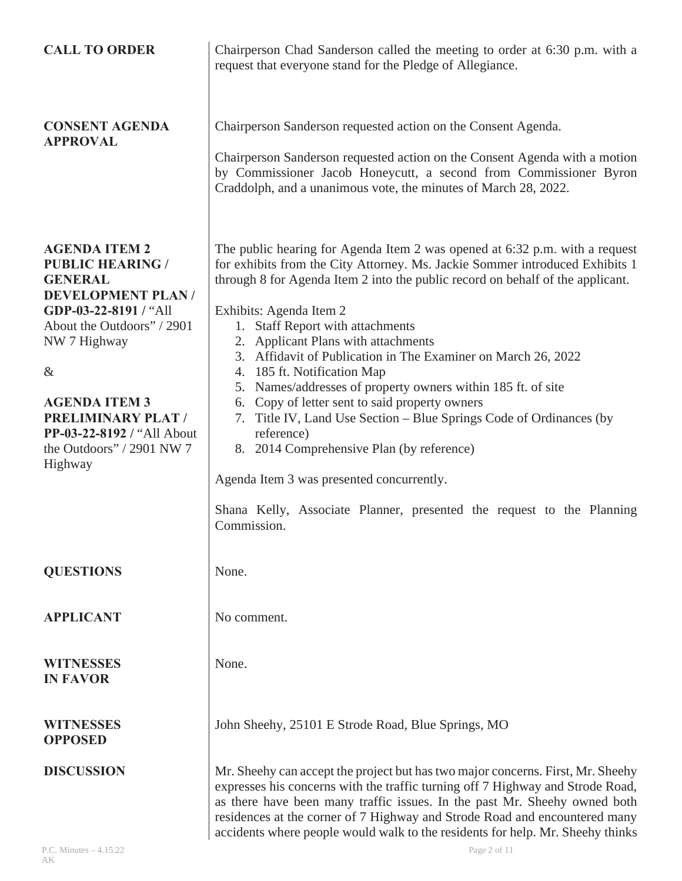**CALL TO ORDER**

Chairperson Chad Sanderson called the meeting to order at 6:30 p.m. with a request that everyone stand for the Pledge of Allegiance.

**CONSENT AGENDA APPROVAL**

Chairperson Sanderson requested action on the Consent Agenda.

Chairperson Sanderson requested action on the Consent Agenda with a motion by Commissioner Jacob Honeycutt, a second from Commissioner Byron Craddolph, and a unanimous vote, the minutes of March 28, 2022.

**AGENDA ITEM 2 PUBLIC HEARING / GENERAL DEVELOPMENT PLAN / GDP-03-22-8191 /** "All About the Outdoors" / 2901 NW 7 Highway

&

**AGENDA ITEM 3 PRELIMINARY PLAT / PP-03-22-8192 /** "All About the Outdoors" / 2901 NW 7 Highway

The public hearing for Agenda Item 2 was opened at 6:32 p.m. with a request for exhibits from the City Attorney. Ms. Jackie Sommer introduced Exhibits 1 through 8 for Agenda Item 2 into the public record on behalf of the applicant.

Exhibits: Agenda Item 2

1. Staff Report with attachments
2. Applicant Plans with attachments
3. Affidavit of Publication in The Examiner on March 26, 2022
4. 185 ft. Notification Map
5. Names/addresses of property owners within 185 ft. of site
6. Copy of letter sent to said property owners
7. Title IV, Land Use Section – Blue Springs Code of Ordinances (by reference)
8. 2014 Comprehensive Plan (by reference)

Agenda Item 3 was presented concurrently.

Shana Kelly, Associate Planner, presented the request to the Planning Commission.

**QUESTIONS**

None.

**APPLICANT**

No comment.

**WITNESSES IN FAVOR**

None.

**WITNESSES OPPOSED**

John Sheehy, 25101 E Strode Road, Blue Springs, MO

**DISCUSSION**

Mr. Sheehy can accept the project but has two major concerns. First, Mr. Sheehy expresses his concerns with the traffic turning off 7 Highway and Strode Road, as there have been many traffic issues. In the past Mr. Sheehy owned both residences at the corner of 7 Highway and Strode Road and encountered many accidents where people would walk to the residents for help. Mr. Sheehy thinks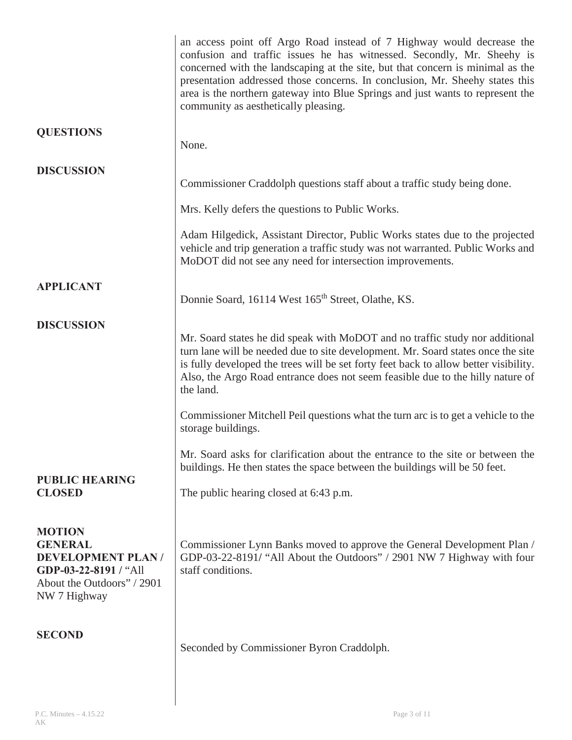an access point off Argo Road instead of 7 Highway would decrease the confusion and traffic issues he has witnessed. Secondly, Mr. Sheehy is concerned with the landscaping at the site, but that concern is minimal as the presentation addressed those concerns. In conclusion, Mr. Sheehy states this area is the northern gateway into Blue Springs and just wants to represent the community as aesthetically pleasing.

**QUESTIONS**

None.

**DISCUSSION**

Commissioner Craddolph questions staff about a traffic study being done.

Mrs. Kelly defers the questions to Public Works.

Adam Hilgedick, Assistant Director, Public Works states due to the projected vehicle and trip generation a traffic study was not warranted. Public Works and MoDOT did not see any need for intersection improvements.

**APPLICANT**

Donnie Soard, 16114 West 165th Street, Olathe, KS.

**DISCUSSION**

Mr. Soard states he did speak with MoDOT and no traffic study nor additional turn lane will be needed due to site development. Mr. Soard states once the site is fully developed the trees will be set forty feet back to allow better visibility. Also, the Argo Road entrance does not seem feasible due to the hilly nature of the land.

Commissioner Mitchell Peil questions what the turn arc is to get a vehicle to the storage buildings.

Mr. Soard asks for clarification about the entrance to the site or between the buildings. He then states the space between the buildings will be 50 feet.

**PUBLIC HEARING CLOSED**

The public hearing closed at 6:43 p.m.

**MOTION GENERAL DEVELOPMENT PLAN / GDP-03-22-8191 /** "All About the Outdoors" / 2901 NW 7 Highway

Commissioner Lynn Banks moved to approve the General Development Plan / GDP-03-22-8191/ "All About the Outdoors" / 2901 NW 7 Highway with four staff conditions.

**SECOND**

Seconded by Commissioner Byron Craddolph.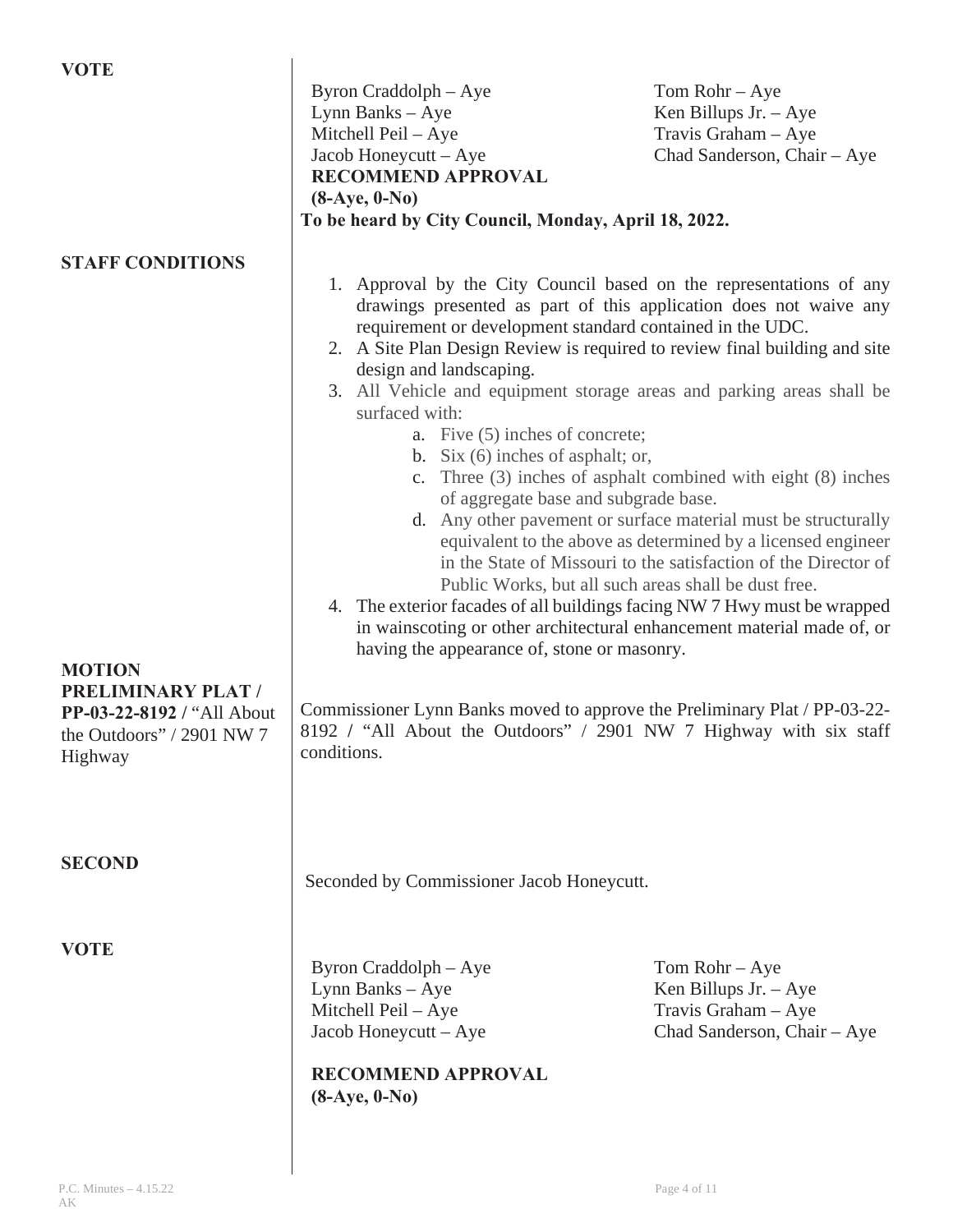**VOTE**

| | |
|---|---|
| Byron Craddolph – Aye | Tom Rohr – Aye |
| Lynn Banks – Aye | Ken Billups Jr. – Aye |
| Mitchell Peil – Aye | Travis Graham – Aye |
| Jacob Honeycutt – Aye | Chad Sanderson, Chair – Aye |

**RECOMMEND APPROVAL**
**(8-Aye, 0-No)**

**To be heard by City Council, Monday, April 18, 2022.**

**STAFF CONDITIONS**

1. Approval by the City Council based on the representations of any drawings presented as part of this application does not waive any requirement or development standard contained in the UDC.
2. A Site Plan Design Review is required to review final building and site design and landscaping.
3. All Vehicle and equipment storage areas and parking areas shall be surfaced with:
   a. Five (5) inches of concrete;
   b. Six (6) inches of asphalt; or,
   c. Three (3) inches of asphalt combined with eight (8) inches of aggregate base and subgrade base.
   d. Any other pavement or surface material must be structurally equivalent to the above as determined by a licensed engineer in the State of Missouri to the satisfaction of the Director of Public Works, but all such areas shall be dust free.
4. The exterior facades of all buildings facing NW 7 Hwy must be wrapped in wainscoting or other architectural enhancement material made of, or having the appearance of, stone or masonry.

**MOTION**
**PRELIMINARY PLAT / PP-03-22-8192 /** "All About the Outdoors" / 2901 NW 7 Highway

Commissioner Lynn Banks moved to approve the Preliminary Plat / PP-03-22-8192 / "All About the Outdoors" / 2901 NW 7 Highway with six staff conditions.

**SECOND**

Seconded by Commissioner Jacob Honeycutt.

**VOTE**

| | |
|---|---|
| Byron Craddolph – Aye | Tom Rohr – Aye |
| Lynn Banks – Aye | Ken Billups Jr. – Aye |
| Mitchell Peil – Aye | Travis Graham – Aye |
| Jacob Honeycutt – Aye | Chad Sanderson, Chair – Aye |

**RECOMMEND APPROVAL**
**(8-Aye, 0-No)**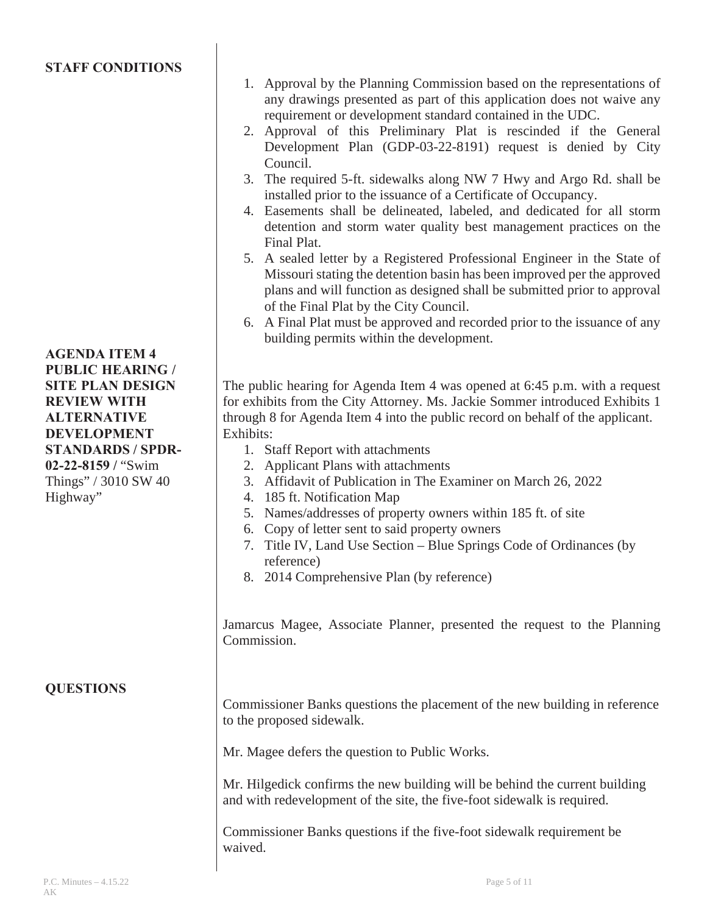**STAFF CONDITIONS**

1. Approval by the Planning Commission based on the representations of any drawings presented as part of this application does not waive any requirement or development standard contained in the UDC.
2. Approval of this Preliminary Plat is rescinded if the General Development Plan (GDP-03-22-8191) request is denied by City Council.
3. The required 5-ft. sidewalks along NW 7 Hwy and Argo Rd. shall be installed prior to the issuance of a Certificate of Occupancy.
4. Easements shall be delineated, labeled, and dedicated for all storm detention and storm water quality best management practices on the Final Plat.
5. A sealed letter by a Registered Professional Engineer in the State of Missouri stating the detention basin has been improved per the approved plans and will function as designed shall be submitted prior to approval of the Final Plat by the City Council.
6. A Final Plat must be approved and recorded prior to the issuance of any building permits within the development.

**AGENDA ITEM 4 PUBLIC HEARING / SITE PLAN DESIGN REVIEW WITH ALTERNATIVE DEVELOPMENT STANDARDS / SPDR-02-22-8159 /** "Swim Things" / 3010 SW 40 Highway"

The public hearing for Agenda Item 4 was opened at 6:45 p.m. with a request for exhibits from the City Attorney. Ms. Jackie Sommer introduced Exhibits 1 through 8 for Agenda Item 4 into the public record on behalf of the applicant.

Exhibits:

1. Staff Report with attachments
2. Applicant Plans with attachments
3. Affidavit of Publication in The Examiner on March 26, 2022
4. 185 ft. Notification Map
5. Names/addresses of property owners within 185 ft. of site
6. Copy of letter sent to said property owners
7. Title IV, Land Use Section – Blue Springs Code of Ordinances (by reference)
8. 2014 Comprehensive Plan (by reference)

Jamarcus Magee, Associate Planner, presented the request to the Planning Commission.

**QUESTIONS**

Commissioner Banks questions the placement of the new building in reference to the proposed sidewalk.

Mr. Magee defers the question to Public Works.

Mr. Hilgedick confirms the new building will be behind the current building and with redevelopment of the site, the five-foot sidewalk is required.

Commissioner Banks questions if the five-foot sidewalk requirement be waived.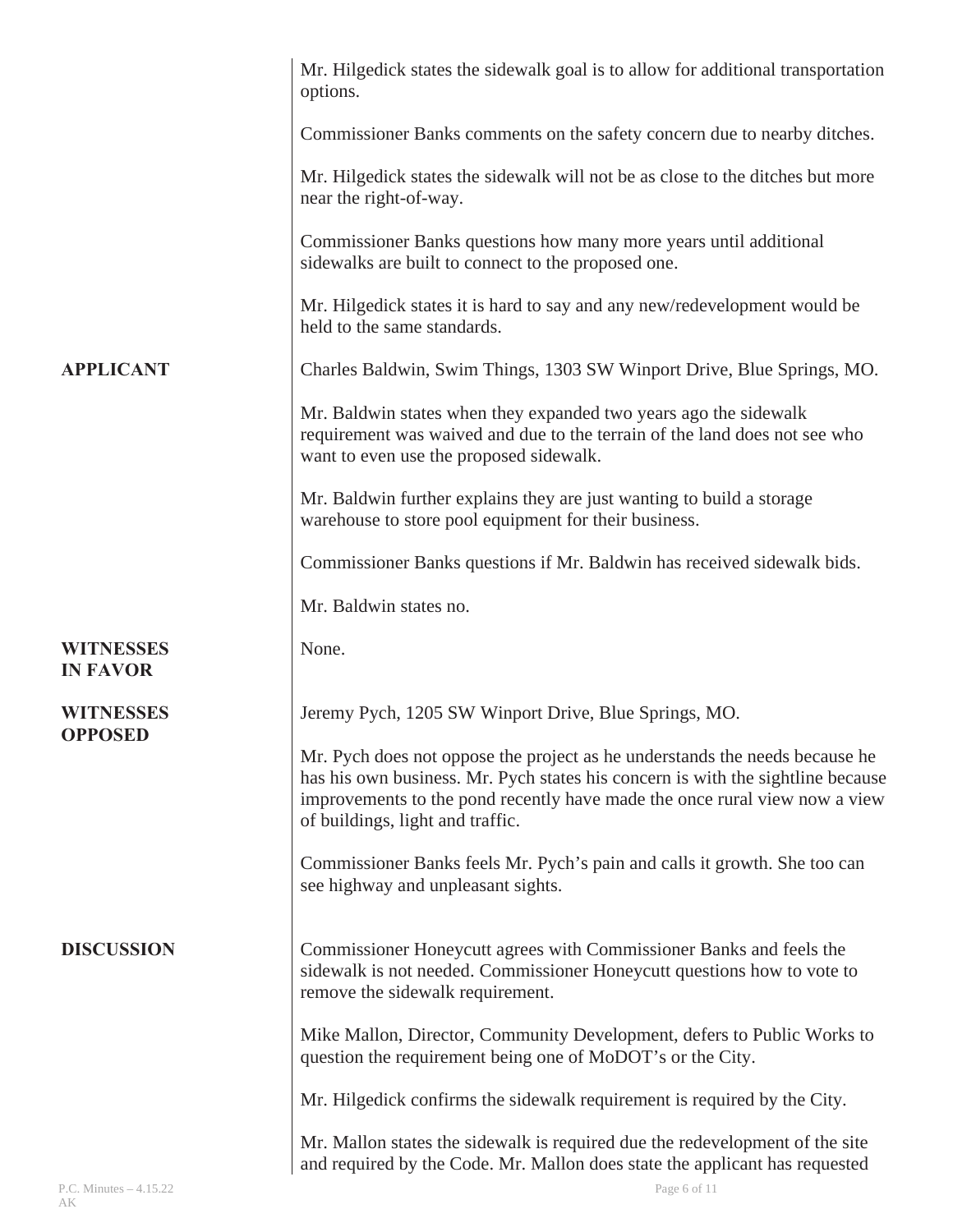Mr. Hilgedick states the sidewalk goal is to allow for additional transportation options.

Commissioner Banks comments on the safety concern due to nearby ditches.

Mr. Hilgedick states the sidewalk will not be as close to the ditches but more near the right-of-way.

Commissioner Banks questions how many more years until additional sidewalks are built to connect to the proposed one.

Mr. Hilgedick states it is hard to say and any new/redevelopment would be held to the same standards.

**APPLICANT**

Charles Baldwin, Swim Things, 1303 SW Winport Drive, Blue Springs, MO.

Mr. Baldwin states when they expanded two years ago the sidewalk requirement was waived and due to the terrain of the land does not see who want to even use the proposed sidewalk.

Mr. Baldwin further explains they are just wanting to build a storage warehouse to store pool equipment for their business.

Commissioner Banks questions if Mr. Baldwin has received sidewalk bids.

Mr. Baldwin states no.

**WITNESSES IN FAVOR**

None.

**WITNESSES OPPOSED**

Jeremy Pych, 1205 SW Winport Drive, Blue Springs, MO.

Mr. Pych does not oppose the project as he understands the needs because he has his own business. Mr. Pych states his concern is with the sightline because improvements to the pond recently have made the once rural view now a view of buildings, light and traffic.

Commissioner Banks feels Mr. Pych's pain and calls it growth. She too can see highway and unpleasant sights.

**DISCUSSION**

Commissioner Honeycutt agrees with Commissioner Banks and feels the sidewalk is not needed. Commissioner Honeycutt questions how to vote to remove the sidewalk requirement.

Mike Mallon, Director, Community Development, defers to Public Works to question the requirement being one of MoDOT's or the City.

Mr. Hilgedick confirms the sidewalk requirement is required by the City.

Mr. Mallon states the sidewalk is required due the redevelopment of the site and required by the Code. Mr. Mallon does state the applicant has requested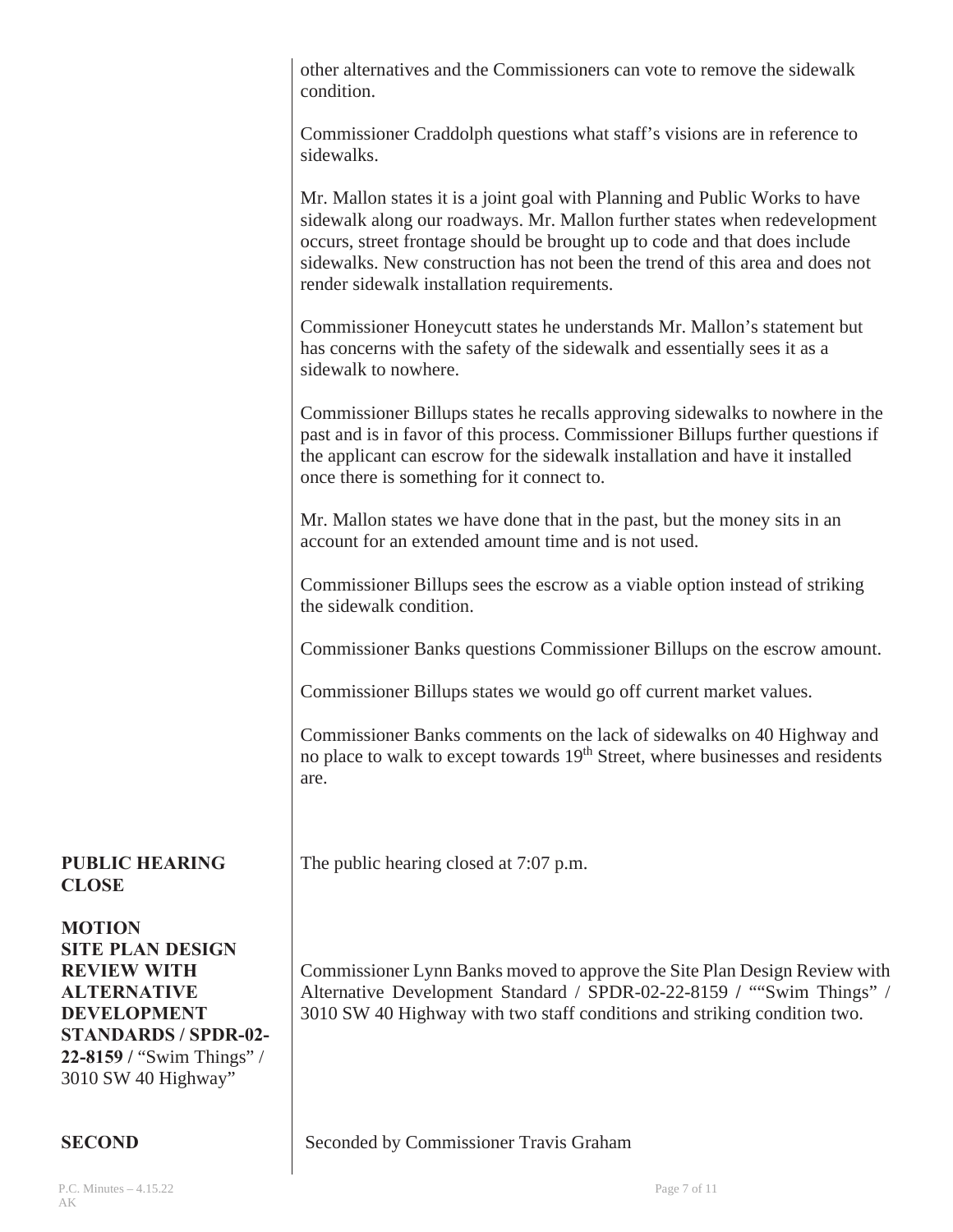other alternatives and the Commissioners can vote to remove the sidewalk condition.

Commissioner Craddolph questions what staff's visions are in reference to sidewalks.

Mr. Mallon states it is a joint goal with Planning and Public Works to have sidewalk along our roadways. Mr. Mallon further states when redevelopment occurs, street frontage should be brought up to code and that does include sidewalks. New construction has not been the trend of this area and does not render sidewalk installation requirements.

Commissioner Honeycutt states he understands Mr. Mallon's statement but has concerns with the safety of the sidewalk and essentially sees it as a sidewalk to nowhere.

Commissioner Billups states he recalls approving sidewalks to nowhere in the past and is in favor of this process. Commissioner Billups further questions if the applicant can escrow for the sidewalk installation and have it installed once there is something for it connect to.

Mr. Mallon states we have done that in the past, but the money sits in an account for an extended amount time and is not used.

Commissioner Billups sees the escrow as a viable option instead of striking the sidewalk condition.

Commissioner Banks questions Commissioner Billups on the escrow amount.

Commissioner Billups states we would go off current market values.

Commissioner Banks comments on the lack of sidewalks on 40 Highway and no place to walk to except towards 19th Street, where businesses and residents are.

**PUBLIC HEARING CLOSE**

The public hearing closed at 7:07 p.m.

**MOTION SITE PLAN DESIGN REVIEW WITH ALTERNATIVE DEVELOPMENT STANDARDS / SPDR-02-22-8159 /** "Swim Things" / 3010 SW 40 Highway"

Commissioner Lynn Banks moved to approve the Site Plan Design Review with Alternative Development Standard / SPDR-02-22-8159 / ""Swim Things" / 3010 SW 40 Highway with two staff conditions and striking condition two.

**SECOND**

Seconded by Commissioner Travis Graham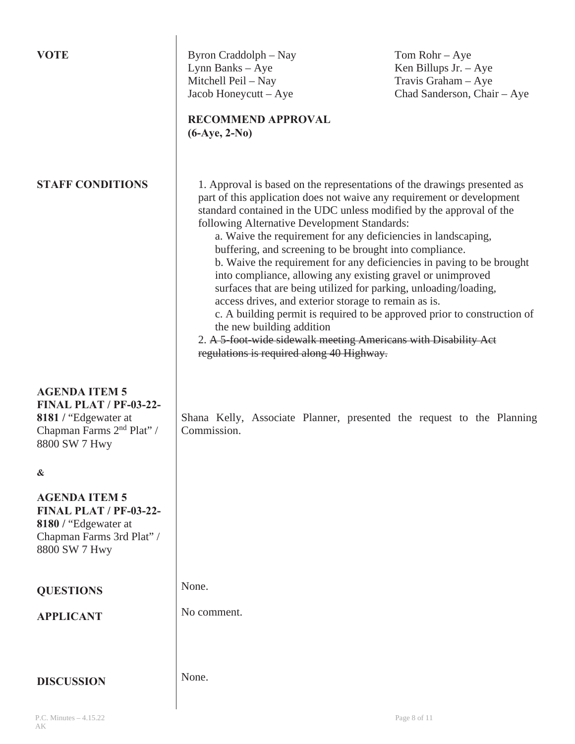**VOTE**

Byron Craddolph – Nay
Lynn Banks – Aye
Mitchell Peil – Nay
Jacob Honeycutt – Aye
Tom Rohr – Aye
Ken Billups Jr. – Aye
Travis Graham – Aye
Chad Sanderson, Chair – Aye

**RECOMMEND APPROVAL**
**(6-Aye, 2-No)**

**STAFF CONDITIONS**

1. Approval is based on the representations of the drawings presented as part of this application does not waive any requirement or development standard contained in the UDC unless modified by the approval of the following Alternative Development Standards:
   a. Waive the requirement for any deficiencies in landscaping, buffering, and screening to be brought into compliance.
   b. Waive the requirement for any deficiencies in paving to be brought into compliance, allowing any existing gravel or unimproved surfaces that are being utilized for parking, unloading/loading, access drives, and exterior storage to remain as is.
   c. A building permit is required to be approved prior to construction of the new building addition
2. ~~A 5-foot-wide sidewalk meeting Americans with Disability Act regulations is required along 40 Highway.~~

**AGENDA ITEM 5**
**FINAL PLAT / PF-03-22-8181 /** "Edgewater at Chapman Farms 2nd Plat" / 8800 SW 7 Hwy

**&**

**AGENDA ITEM 5**
**FINAL PLAT / PF-03-22-8180 /** "Edgewater at Chapman Farms 3rd Plat" / 8800 SW 7 Hwy

Shana Kelly, Associate Planner, presented the request to the Planning Commission.

**QUESTIONS**

None.

**APPLICANT**

No comment.

**DISCUSSION**

None.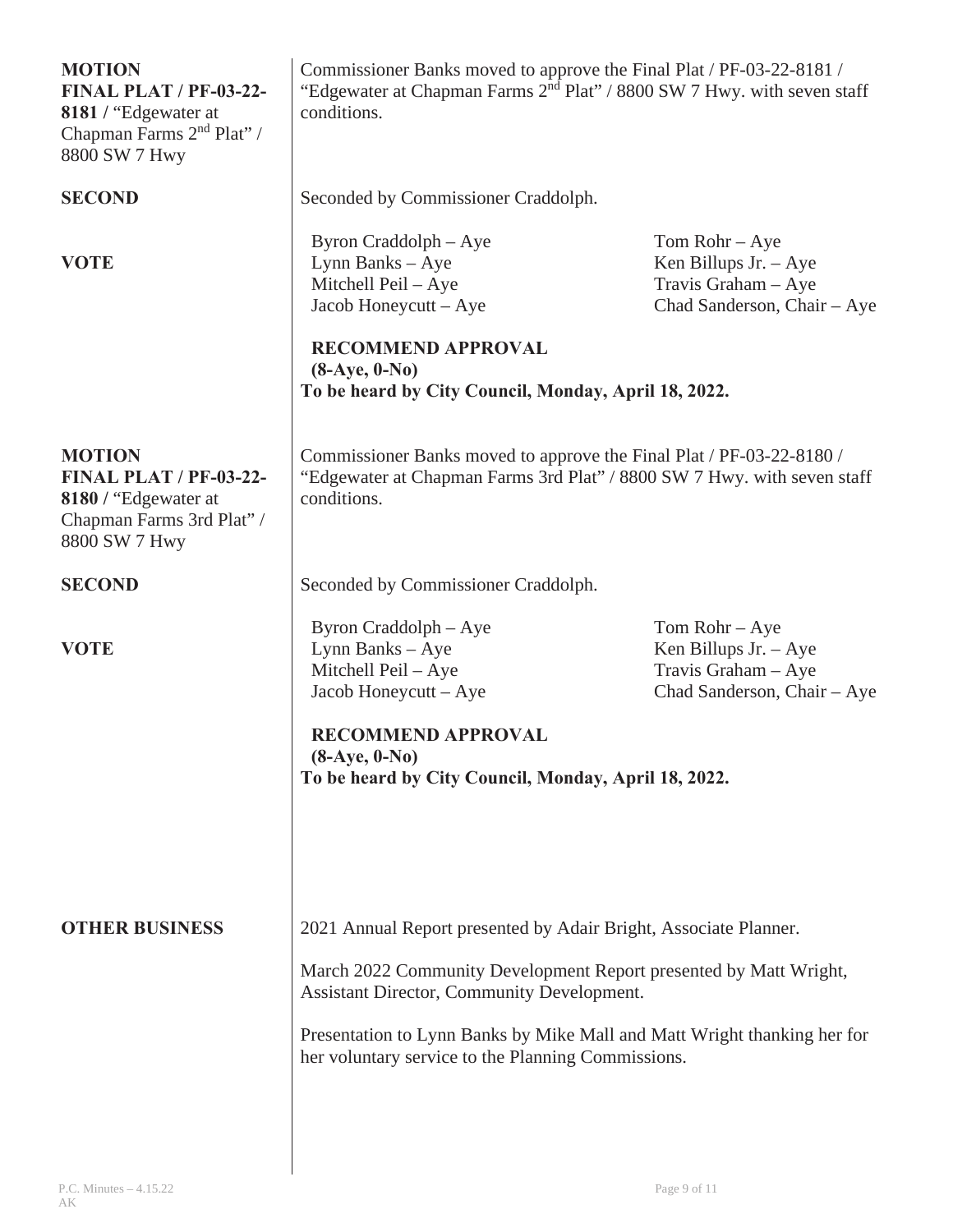**MOTION**
**FINAL PLAT / PF-03-22-8181 /** "Edgewater at Chapman Farms 2nd Plat" / 8800 SW 7 Hwy

Commissioner Banks moved to approve the Final Plat / PF-03-22-8181 / "Edgewater at Chapman Farms 2nd Plat" / 8800 SW 7 Hwy. with seven staff conditions.

**SECOND**

Seconded by Commissioner Craddolph.

**VOTE**

| | |
|---|---|
| Byron Craddolph – Aye | Tom Rohr – Aye |
| Lynn Banks – Aye | Ken Billups Jr. – Aye |
| Mitchell Peil – Aye | Travis Graham – Aye |
| Jacob Honeycutt – Aye | Chad Sanderson, Chair – Aye |

**RECOMMEND APPROVAL**
**(8-Aye, 0-No)**
**To be heard by City Council, Monday, April 18, 2022.**

**MOTION**
**FINAL PLAT / PF-03-22-8180 /** "Edgewater at Chapman Farms 3rd Plat" / 8800 SW 7 Hwy

Commissioner Banks moved to approve the Final Plat / PF-03-22-8180 / "Edgewater at Chapman Farms 3rd Plat" / 8800 SW 7 Hwy. with seven staff conditions.

**SECOND**

Seconded by Commissioner Craddolph.

**VOTE**

| | |
|---|---|
| Byron Craddolph – Aye | Tom Rohr – Aye |
| Lynn Banks – Aye | Ken Billups Jr. – Aye |
| Mitchell Peil – Aye | Travis Graham – Aye |
| Jacob Honeycutt – Aye | Chad Sanderson, Chair – Aye |

**RECOMMEND APPROVAL**
**(8-Aye, 0-No)**
**To be heard by City Council, Monday, April 18, 2022.**

**OTHER BUSINESS**

2021 Annual Report presented by Adair Bright, Associate Planner.

March 2022 Community Development Report presented by Matt Wright, Assistant Director, Community Development.

Presentation to Lynn Banks by Mike Mall and Matt Wright thanking her for her voluntary service to the Planning Commissions.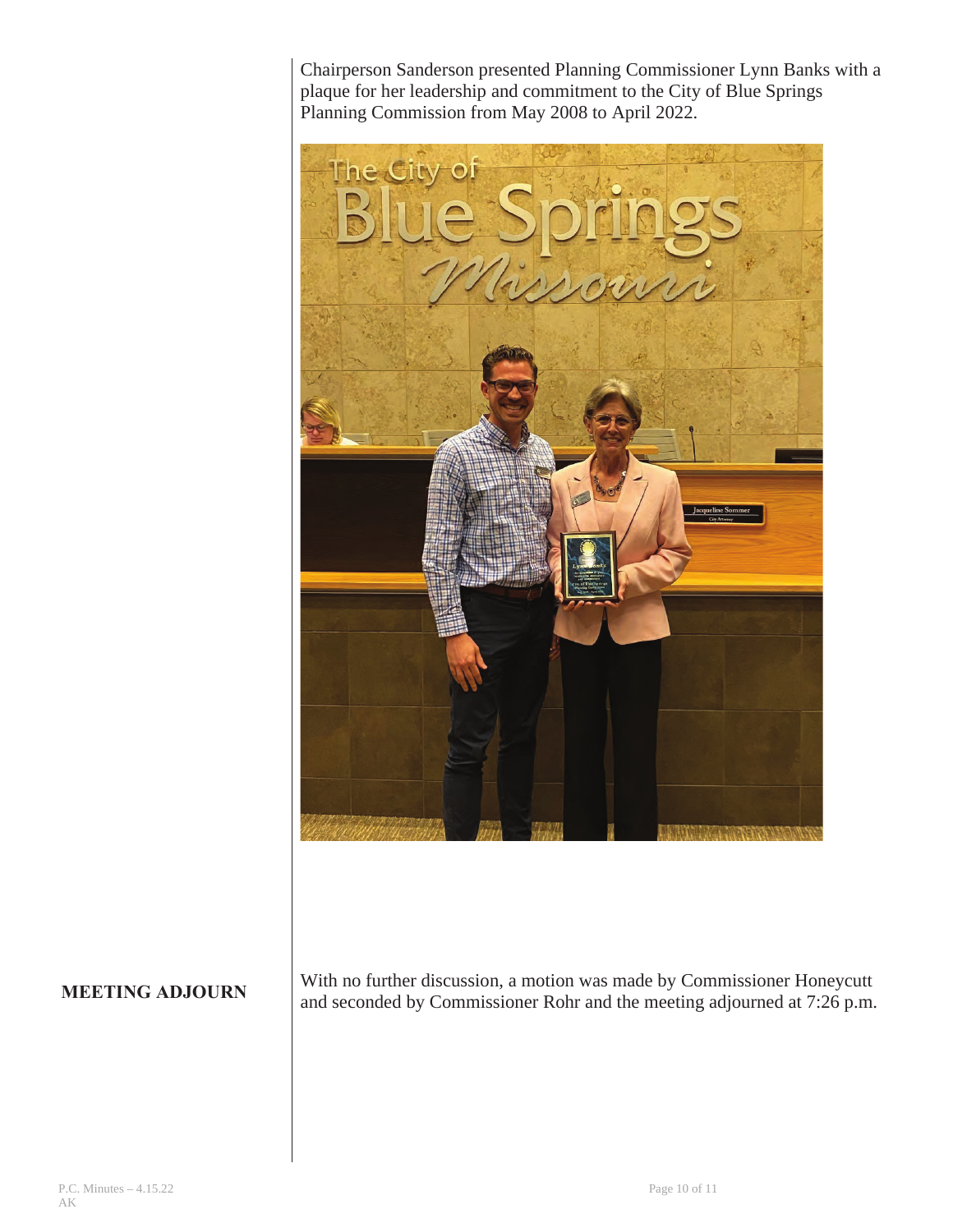Chairperson Sanderson presented Planning Commissioner Lynn Banks with a plaque for her leadership and commitment to the City of Blue Springs Planning Commission from May 2008 to April 2022.

**MEETING ADJOURN**

With no further discussion, a motion was made by Commissioner Honeycutt and seconded by Commissioner Rohr and the meeting adjourned at 7:26 p.m.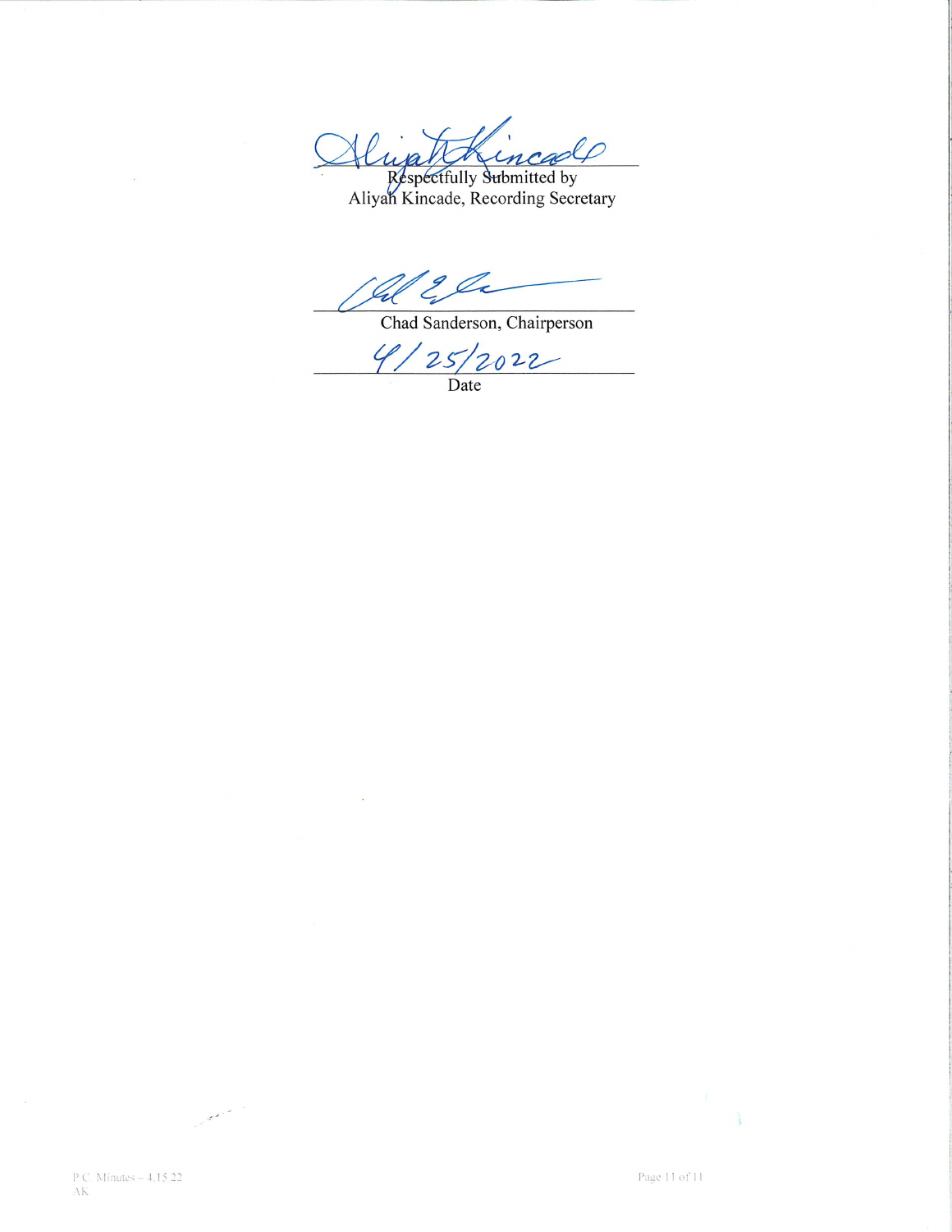Respectfully Submitted by
Aliyah Kincade, Recording Secretary

Chad Sanderson, Chairperson

4/25/2022
Date